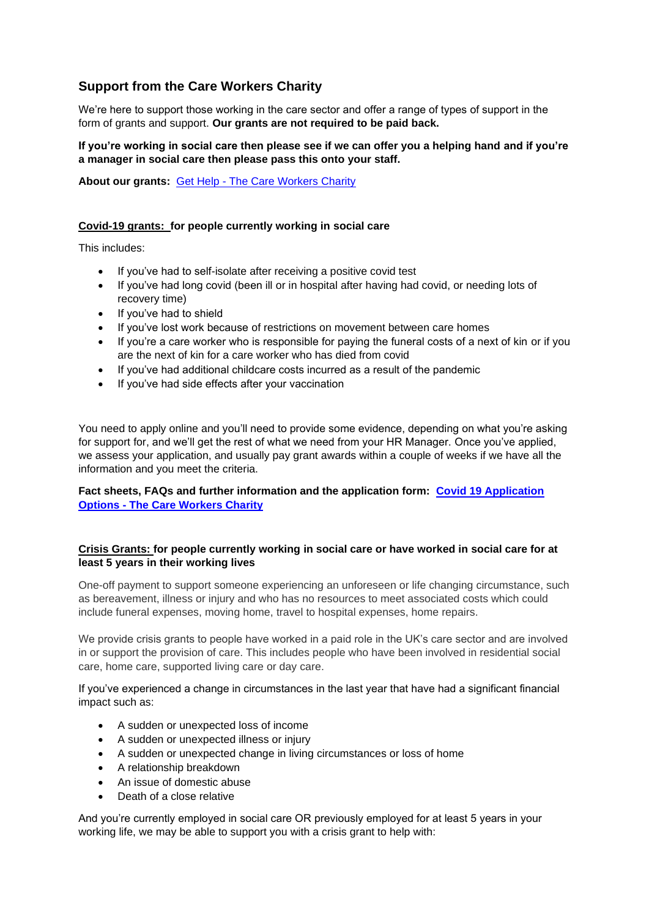## Support from the Care Workers Charity

We're here to support those working in the care sector and offer a range of types of support in the form of grants and support. **Our grants are not required to be paid back.**

**If you're working in social care then please see if we can offer you a helping hand and if you're a manager in social care then please pass this onto your staff.**

**About our grants:** [Get Help - The Care Workers Charity]

**Covid-19 grants: for people currently working in social care**

This includes:

- If you've had to self-isolate after receiving a positive covid test
- If you've had long covid (been ill or in hospital after having had covid, or needing lots of recovery time)
- If you've had to shield
- If you've lost work because of restrictions on movement between care homes
- If you're a care worker who is responsible for paying the funeral costs of a next of kin or if you are the next of kin for a care worker who has died from covid
- If you've had additional childcare costs incurred as a result of the pandemic
- If you've had side effects after your vaccination

You need to apply online and you'll need to provide some evidence, depending on what you're asking for support for, and we'll get the rest of what we need from your HR Manager. Once you've applied, we assess your application, and usually pay grant awards within a couple of weeks if we have all the information and you meet the criteria.

**Fact sheets, FAQs and further information and the application form: [Covid 19 Application Options - The Care Workers Charity]**

**Crisis Grants: for people currently working in social care or have worked in social care for at least 5 years in their working lives**

One-off payment to support someone experiencing an unforeseen or life changing circumstance, such as bereavement, illness or injury and who has no resources to meet associated costs which could include funeral expenses, moving home, travel to hospital expenses, home repairs.

We provide crisis grants to people have worked in a paid role in the UK's care sector and are involved in or support the provision of care. This includes people who have been involved in residential social care, home care, supported living care or day care.

If you've experienced a change in circumstances in the last year that have had a significant financial impact such as:

- A sudden or unexpected loss of income
- A sudden or unexpected illness or injury
- A sudden or unexpected change in living circumstances or loss of home
- A relationship breakdown
- An issue of domestic abuse
- Death of a close relative

And you're currently employed in social care OR previously employed for at least 5 years in your working life, we may be able to support you with a crisis grant to help with: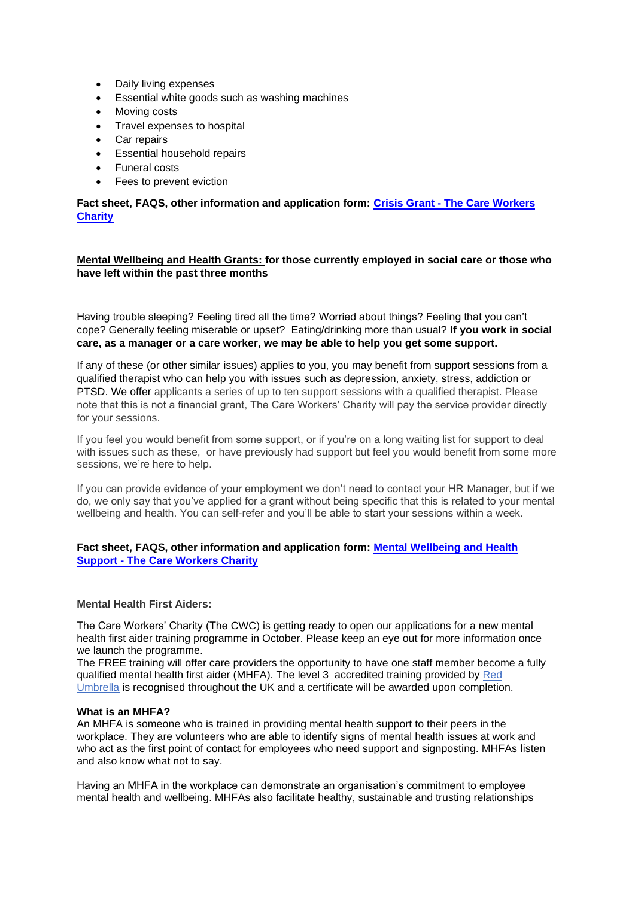- Daily living expenses
- Essential white goods such as washing machines
- Moving costs
- Travel expenses to hospital
- Car repairs
- Essential household repairs
- Funeral costs
- Fees to prevent eviction

**Fact sheet, FAQS, other information and application form: [Crisis Grant - The Care Workers Charity]()**

**Mental Wellbeing and Health Grants: for those currently employed in social care or those who have left within the past three months**

Having trouble sleeping? Feeling tired all the time? Worried about things? Feeling that you can't cope? Generally feeling miserable or upset? Eating/drinking more than usual? **If you work in social care, as a manager or a care worker, we may be able to help you get some support.**

If any of these (or other similar issues) applies to you, you may benefit from support sessions from a qualified therapist who can help you with issues such as depression, anxiety, stress, addiction or PTSD. We offer applicants a series of up to ten support sessions with a qualified therapist. Please note that this is not a financial grant, The Care Workers' Charity will pay the service provider directly for your sessions.

If you feel you would benefit from some support, or if you're on a long waiting list for support to deal with issues such as these, or have previously had support but feel you would benefit from some more sessions, we're here to help.

If you can provide evidence of your employment we don't need to contact your HR Manager, but if we do, we only say that you've applied for a grant without being specific that this is related to your mental wellbeing and health. You can self-refer and you'll be able to start your sessions within a week.

**Fact sheet, FAQS, other information and application form: [Mental Wellbeing and Health Support - The Care Workers Charity]()**

**Mental Health First Aiders:**

The Care Workers' Charity (The CWC) is getting ready to open our applications for a new mental health first aider training programme in October. Please keep an eye out for more information once we launch the programme.

The FREE training will offer care providers the opportunity to have one staff member become a fully qualified mental health first aider (MHFA). The level 3 accredited training provided by [Red Umbrella]() is recognised throughout the UK and a certificate will be awarded upon completion.

**What is an MHFA?**

An MHFA is someone who is trained in providing mental health support to their peers in the workplace. They are volunteers who are able to identify signs of mental health issues at work and who act as the first point of contact for employees who need support and signposting. MHFAs listen and also know what not to say.

Having an MHFA in the workplace can demonstrate an organisation's commitment to employee mental health and wellbeing. MHFAs also facilitate healthy, sustainable and trusting relationships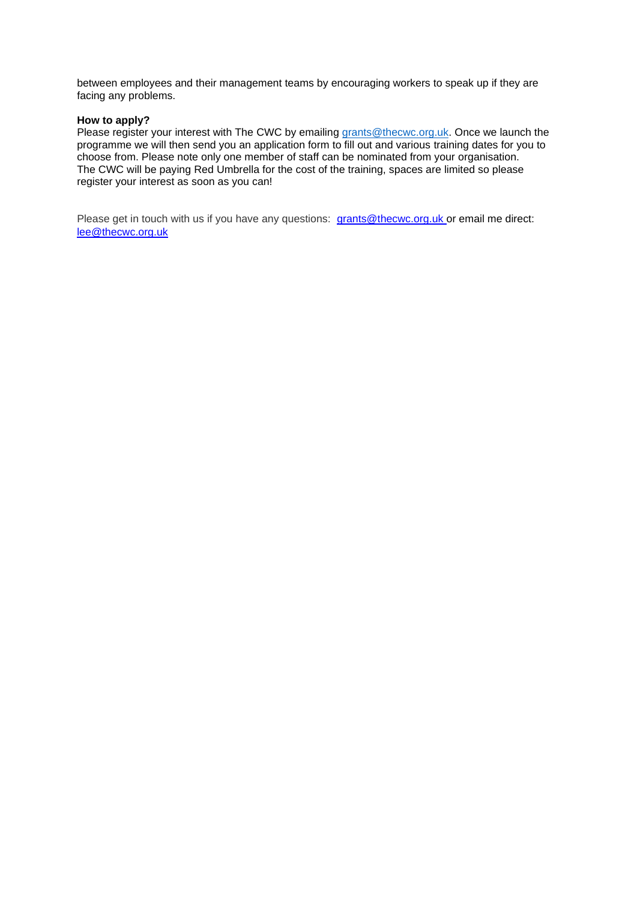between employees and their management teams by encouraging workers to speak up if they are facing any problems.

**How to apply?**

Please register your interest with The CWC by emailing grants@thecwc.org.uk. Once we launch the programme we will then send you an application form to fill out and various training dates for you to choose from. Please note only one member of staff can be nominated from your organisation.
The CWC will be paying Red Umbrella for the cost of the training, spaces are limited so please register your interest as soon as you can!

Please get in touch with us if you have any questions: grants@thecwc.org.uk or email me direct: lee@thecwc.org.uk